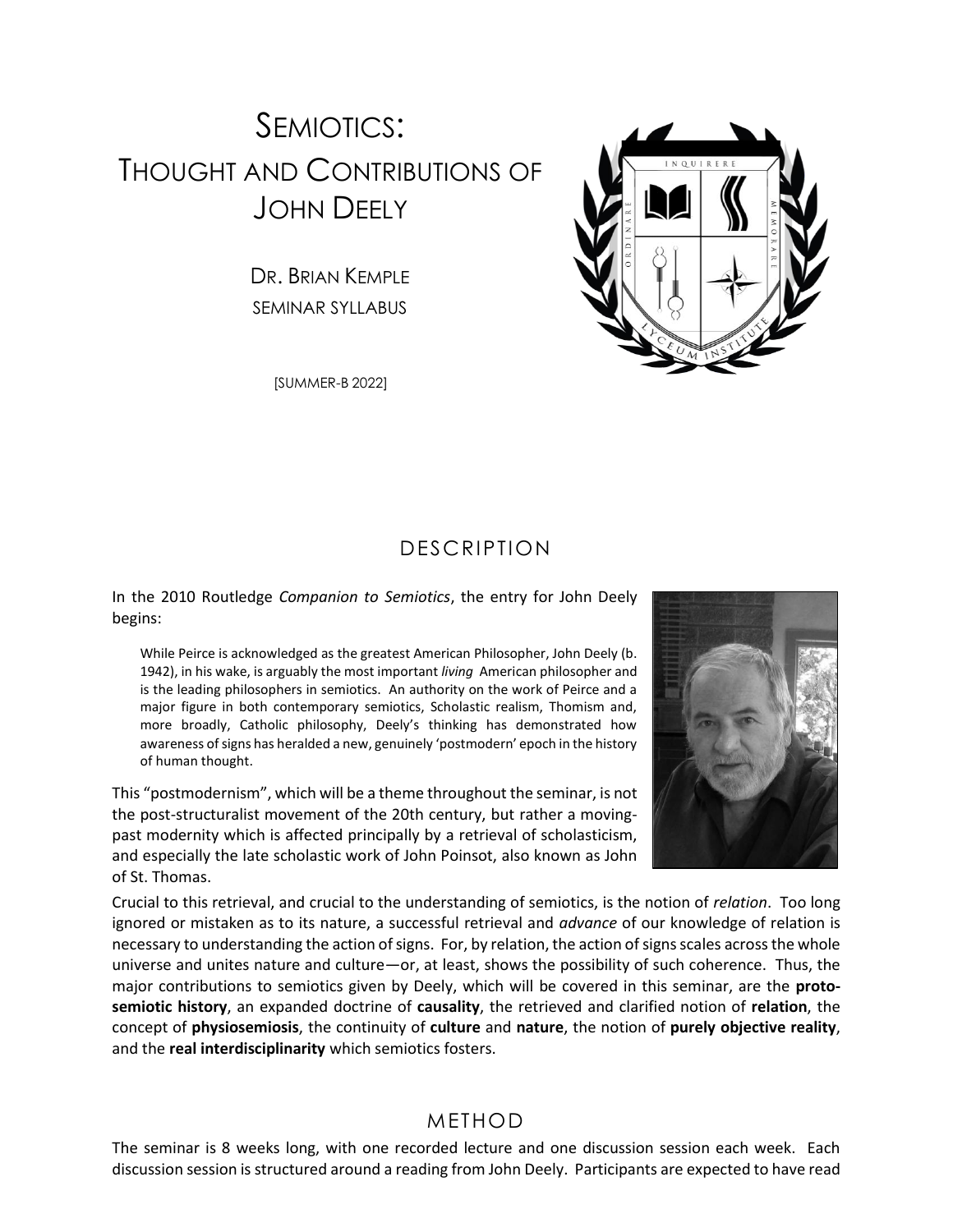# SEMIOTICS: THOUGHT AND CONTRIBUTIONS OF JOHN DEELY

DR. BRIAN KEMPLE

SEMINAR SYLLABUS

[SUMMER-B 2022]

## DESCRIPTION

In the 2010 Routledge *Companion to Semiotics*, the entry for John Deely begins:

> While Peirce is acknowledged as the greatest American Philosopher, John Deely (b. 1942), in his wake, is arguably the most important *living* American philosopher and is the leading philosophers in semiotics. An authority on the work of Peirce and a major figure in both contemporary semiotics, Scholastic realism, Thomism and, more broadly, Catholic philosophy, Deely's thinking has demonstrated how awareness of signs has heralded a new, genuinely 'postmodern' epoch in the history of human thought.

This "postmodernism", which will be a theme throughout the seminar, is not the post-structuralist movement of the 20th century, but rather a moving-past modernity which is affected principally by a retrieval of scholasticism, and especially the late scholastic work of John Poinsot, also known as John of St. Thomas.

Crucial to this retrieval, and crucial to the understanding of semiotics, is the notion of *relation*. Too long ignored or mistaken as to its nature, a successful retrieval and *advance* of our knowledge of relation is necessary to understanding the action of signs. For, by relation, the action of signs scales across the whole universe and unites nature and culture—or, at least, shows the possibility of such coherence. Thus, the major contributions to semiotics given by Deely, which will be covered in this seminar, are the **proto-semiotic history**, an expanded doctrine of **causality**, the retrieved and clarified notion of **relation**, the concept of **physiosemiosis**, the continuity of **culture** and **nature**, the notion of **purely objective reality**, and the **real interdisciplinarity** which semiotics fosters.

## METHOD

The seminar is 8 weeks long, with one recorded lecture and one discussion session each week. Each discussion session is structured around a reading from John Deely. Participants are expected to have read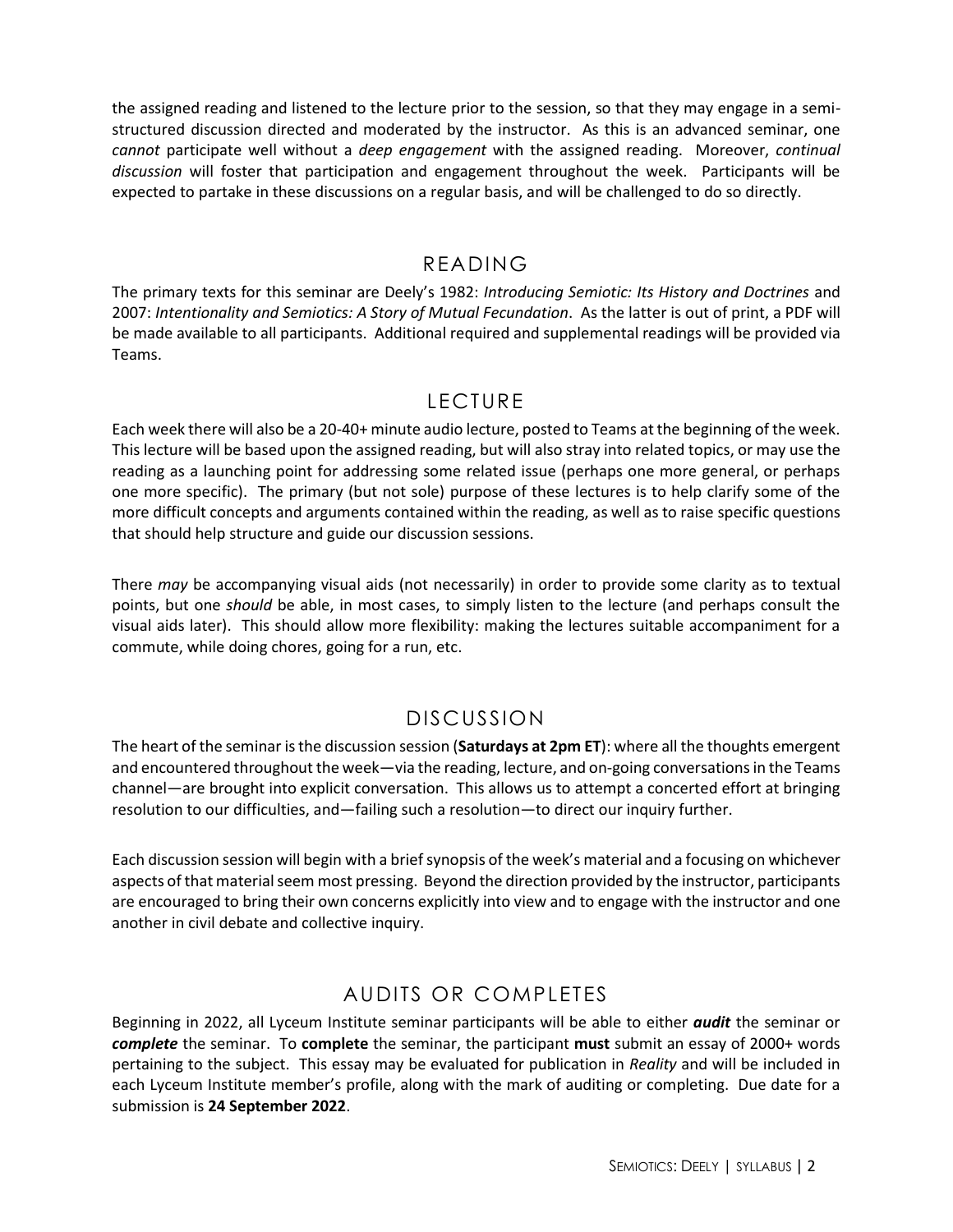the assigned reading and listened to the lecture prior to the session, so that they may engage in a semi-structured discussion directed and moderated by the instructor. As this is an advanced seminar, one *cannot* participate well without a *deep engagement* with the assigned reading. Moreover, *continual discussion* will foster that participation and engagement throughout the week. Participants will be expected to partake in these discussions on a regular basis, and will be challenged to do so directly.

## READING

The primary texts for this seminar are Deely's 1982: *Introducing Semiotic: Its History and Doctrines* and 2007: *Intentionality and Semiotics: A Story of Mutual Fecundation*. As the latter is out of print, a PDF will be made available to all participants. Additional required and supplemental readings will be provided via Teams.

## LECTURE

Each week there will also be a 20-40+ minute audio lecture, posted to Teams at the beginning of the week. This lecture will be based upon the assigned reading, but will also stray into related topics, or may use the reading as a launching point for addressing some related issue (perhaps one more general, or perhaps one more specific). The primary (but not sole) purpose of these lectures is to help clarify some of the more difficult concepts and arguments contained within the reading, as well as to raise specific questions that should help structure and guide our discussion sessions.

There *may* be accompanying visual aids (not necessarily) in order to provide some clarity as to textual points, but one *should* be able, in most cases, to simply listen to the lecture (and perhaps consult the visual aids later). This should allow more flexibility: making the lectures suitable accompaniment for a commute, while doing chores, going for a run, etc.

## DISCUSSION

The heart of the seminar is the discussion session (**Saturdays at 2pm ET**): where all the thoughts emergent and encountered throughout the week—via the reading, lecture, and on-going conversations in the Teams channel—are brought into explicit conversation. This allows us to attempt a concerted effort at bringing resolution to our difficulties, and—failing such a resolution—to direct our inquiry further.

Each discussion session will begin with a brief synopsis of the week's material and a focusing on whichever aspects of that material seem most pressing. Beyond the direction provided by the instructor, participants are encouraged to bring their own concerns explicitly into view and to engage with the instructor and one another in civil debate and collective inquiry.

## AUDITS OR COMPLETES

Beginning in 2022, all Lyceum Institute seminar participants will be able to either ***audit*** the seminar or ***complete*** the seminar. To **complete** the seminar, the participant **must** submit an essay of 2000+ words pertaining to the subject. This essay may be evaluated for publication in *Reality* and will be included in each Lyceum Institute member's profile, along with the mark of auditing or completing. Due date for a submission is **24 September 2022**.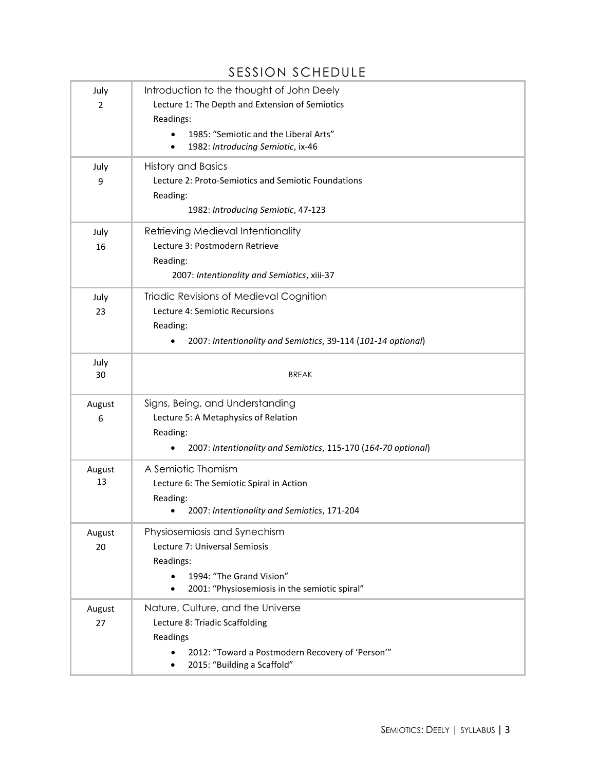## SESSION SCHEDULE

| | |
|---|---|
| July 2 | Introduction to the thought of John Deely<br>Lecture 1: The Depth and Extension of Semiotics<br>Readings:<br>• 1985: "Semiotic and the Liberal Arts"<br>• 1982: *Introducing Semiotic*, ix-46 |
| July 9 | History and Basics<br>Lecture 2: Proto-Semiotics and Semiotic Foundations<br>Reading:<br>1982: *Introducing Semiotic*, 47-123 |
| July 16 | Retrieving Medieval Intentionality<br>Lecture 3: Postmodern Retrieve<br>Reading:<br>2007: *Intentionality and Semiotics*, xiii-37 |
| July 23 | Triadic Revisions of Medieval Cognition<br>Lecture 4: Semiotic Recursions<br>Reading:<br>• 2007: *Intentionality and Semiotics*, 39-114 (*101-14 optional*) |
| July 30 | BREAK |
| August 6 | Signs, Being, and Understanding<br>Lecture 5: A Metaphysics of Relation<br>Reading:<br>• 2007: *Intentionality and Semiotics*, 115-170 (*164-70 optional*) |
| August 13 | A Semiotic Thomism<br>Lecture 6: The Semiotic Spiral in Action<br>Reading:<br>• 2007: *Intentionality and Semiotics*, 171-204 |
| August 20 | Physiosemiosis and Synechism<br>Lecture 7: Universal Semiosis<br>Readings:<br>• 1994: "The Grand Vision"<br>• 2001: "Physiosemiosis in the semiotic spiral" |
| August 27 | Nature, Culture, and the Universe<br>Lecture 8: Triadic Scaffolding<br>Readings<br>• 2012: "Toward a Postmodern Recovery of 'Person'"<br>• 2015: "Building a Scaffold" |